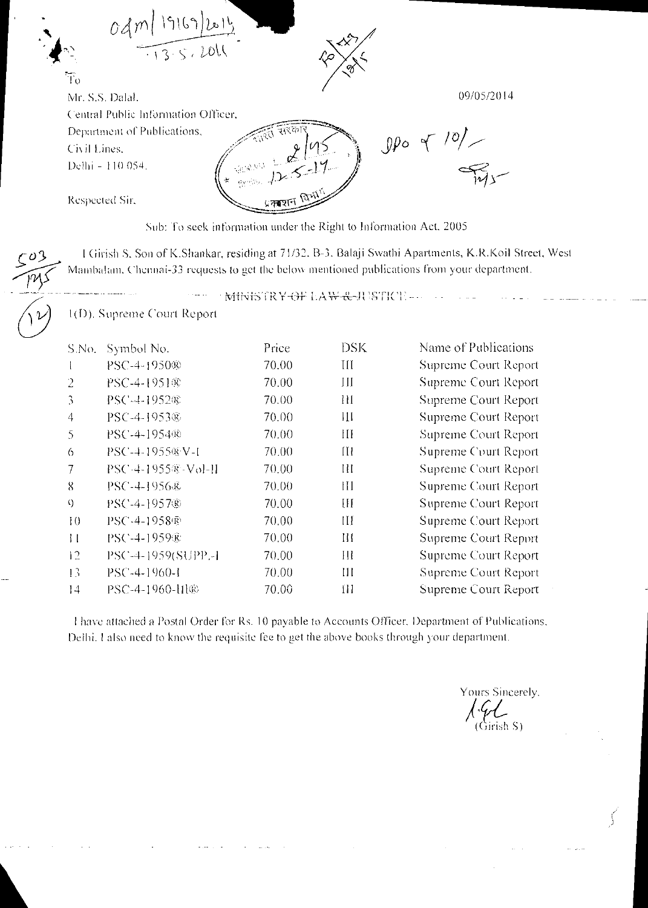odm/19169/2014
13.5.2014

To

Mr. S.S. Dalal,
Central Public Information Officer,
Department of Publications,
Civil Lines,
Delhi - 110 054.

09/05/2014

Respected Sir,

Sub: To seek information under the Right to Information Act, 2005

I Girish S, Son of K.Shankar, residing at 71/32, B-3, Balaji Swathi Apartments, K.R.Koil Street, West Mambalam, Chennai-33 requests to get the below mentioned publications from your department.

~~MINISTRY OF LAW & JUSTICE~~

1(D). Supreme Court Report

| S.No. | Symbol No. | Price | DSK | Name of Publications |
|---|---|---|---|---|
| 1 | PSC-4-1950® | 70.00 | III | Supreme Court Report |
| 2 | PSC-4-1951® | 70.00 | III | Supreme Court Report |
| 3 | PSC-4-1952® | 70.00 | III | Supreme Court Report |
| 4 | PSC-4-1953® | 70.00 | III | Supreme Court Report |
| 5 | PSC-4-1954® | 70.00 | III | Supreme Court Report |
| 6 | PSC-4-1955®V-I | 70.00 | III | Supreme Court Report |
| 7 | PSC-4-1955®-Vol-II | 70.00 | III | Supreme Court Report |
| 8 | PSC-4-1956® | 70.00 | III | Supreme Court Report |
| 9 | PSC-4-1957® | 70.00 | III | Supreme Court Report |
| 10 | PSC-4-1958® | 70.00 | III | Supreme Court Report |
| 11 | PSC-4-1959® | 70.00 | III | Supreme Court Report |
| 12 | PSC-4-1959(SUPP.-I | 70.00 | III | Supreme Court Report |
| 13 | PSC-4-1960-I | 70.00 | III | Supreme Court Report |
| 14 | PSC-4-1960-II® | 70.00 | III | Supreme Court Report |

I have attached a Postal Order for Rs. 10 payable to Accounts Officer, Department of Publications, Delhi. I also need to know the requisite fee to get the above books through your department.

Yours Sincerely,

(Girish S)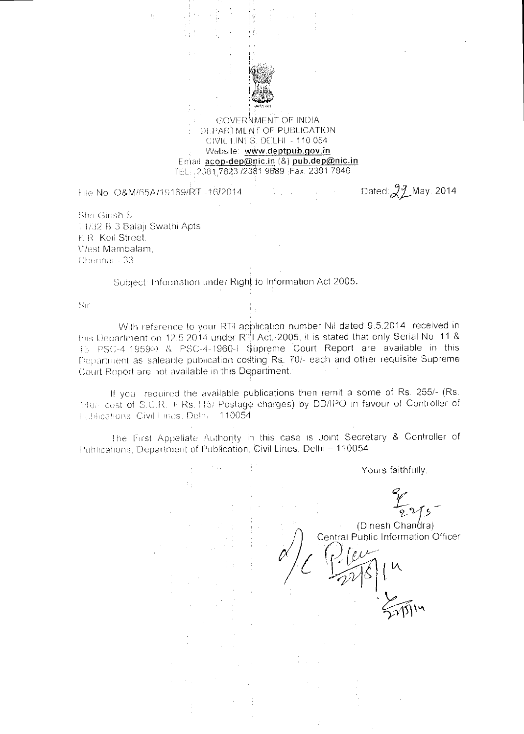GOVERNMENT OF INDIA
DEPARTMENT OF PUBLICATION
CIVIL LINES, DELHI - 110 054
Website: www.deptpub.gov.in
Email: acop-dep@nic.in (&) pub.dep@nic.in
TEL.: 2381 7823 /2381 9689 ,Fax: 2381 7846

File No. O&M/65A/19169/RTI-16/2014

Dated 22 May, 2014

Shri Girish S
11/32 B 3 Balaji Swathi Apts.
K.R. Koil Street,
West Mambalam,
Chennai - 33

Subject: Information under Right to Information Act 2005.

Sir

With reference to your RTI application number Nil dated 9.5.2014 received in this Department on 12.5.2014 under RTI Act, 2005, it is stated that only Serial No. 11 & 15. PSC-4 1959(i) & PSC-4-1960-I Supreme Court Report are available in this Department as saleable publication costing Rs. 70/- each and other requisite Supreme Court Report are not available in this Department.

If you required the available publications then remit a some of Rs. 255/- (Rs. 140/- cost of S.C.R. + Rs.115/ Postage charges) by DD/IPO in favour of Controller of Publications, Civil Lines, Delhi - 110054

The First Appellate Authority in this case is Joint Secretary & Controller of Publications, Department of Publication, Civil Lines, Delhi – 110054.

Yours faithfully,

22/5

(Dinesh Chandra)
Central Public Information Officer

D/C 22/5/14

22/5/14